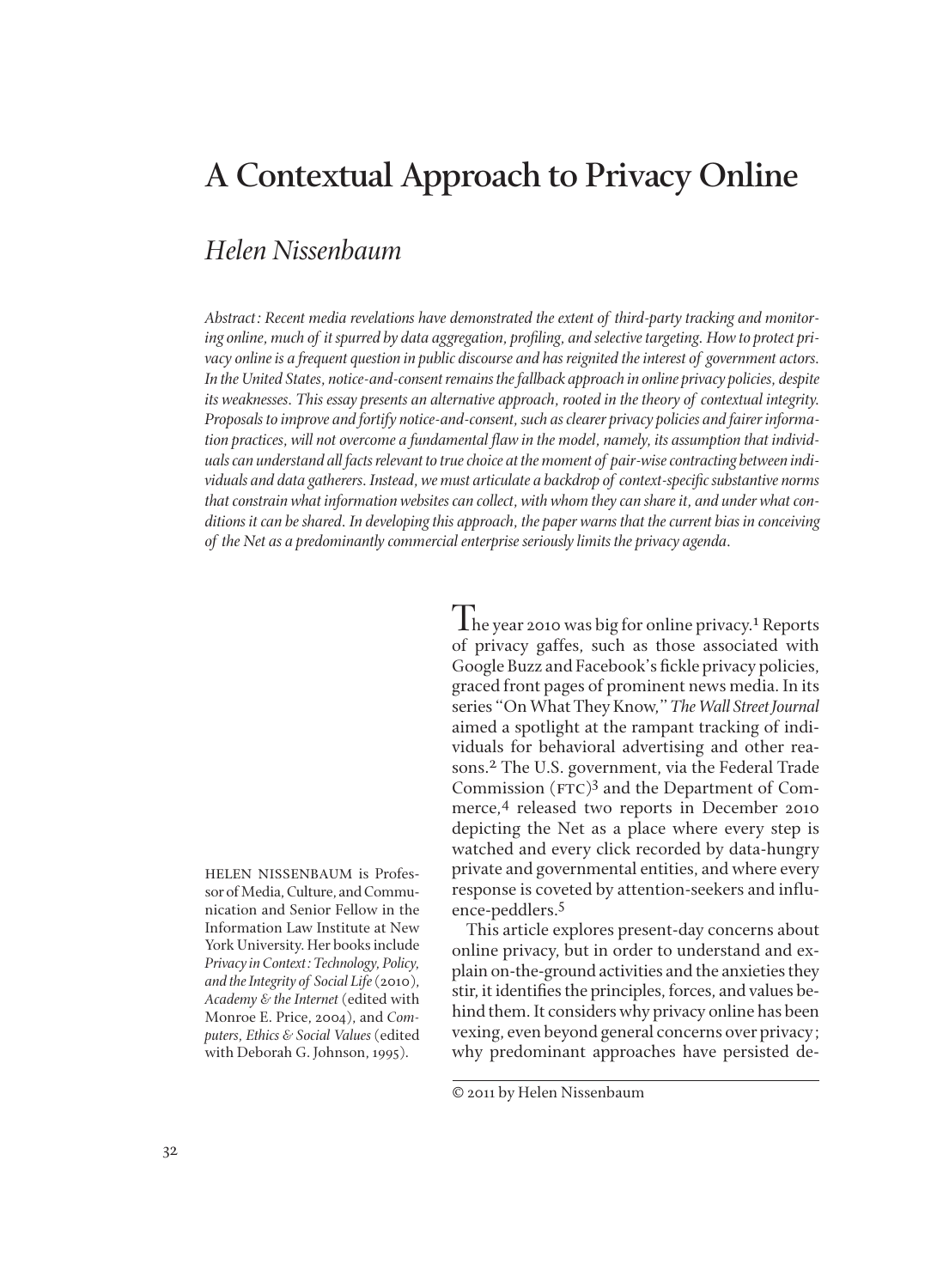# A Contextual Approach to Privacy Online

## *Helen Nissenbaum*

*Abstract: Recent media revelations have demonstrated the extent of third-party tracking and monitoring online, much of it spurred by data aggregation, profiling, and selective targeting. How to protect privacy online is a frequent question in public discourse and has reignited the interest of government actors. In the United States, notice-and-consent remains the fallback approach in online privacy policies, despite its weaknesses. This essay presents an alternative approach, rooted in the theory of contextual integrity. Proposals to improve and fortify notice-and-consent, such as clearer privacy policies and fairer information practices, will not overcome a fundamental flaw in the model, namely, its assumption that individuals can understand all facts relevant to true choice at the moment of pair-wise contracting between individuals and data gatherers. Instead, we must articulate a backdrop of context-specific substantive norms that constrain what information websites can collect, with whom they can share it, and under what conditions it can be shared. In developing this approach, the paper warns that the current bias in conceiving of the Net as a predominantly commercial enterprise seriously limits the privacy agenda.*

The year 2010 was big for online privacy.[1] Reports of privacy gaffes, such as those associated with Google Buzz and Facebook's fickle privacy policies, graced front pages of prominent news media. In its series "On What They Know," *The Wall Street Journal* aimed a spotlight at the rampant tracking of individuals for behavioral advertising and other reasons.[2] The U.S. government, via the Federal Trade Commission (FTC)[3] and the Department of Commerce,[4] released two reports in December 2010 depicting the Net as a place where every step is watched and every click recorded by data-hungry private and governmental entities, and where every response is coveted by attention-seekers and influence-peddlers.[5]

This article explores present-day concerns about online privacy, but in order to understand and explain on-the-ground activities and the anxieties they stir, it identifies the principles, forces, and values behind them. It considers why privacy online has been vexing, even beyond general concerns over privacy; why predominant approaches have persisted de-

HELEN NISSENBAUM is Professor of Media, Culture, and Communication and Senior Fellow in the Information Law Institute at New York University. Her books include *Privacy in Context: Technology, Policy, and the Integrity of Social Life* (2010), *Academy & the Internet* (edited with Monroe E. Price, 2004), and *Computers, Ethics & Social Values* (edited with Deborah G. Johnson, 1995).

© 2011 by Helen Nissenbaum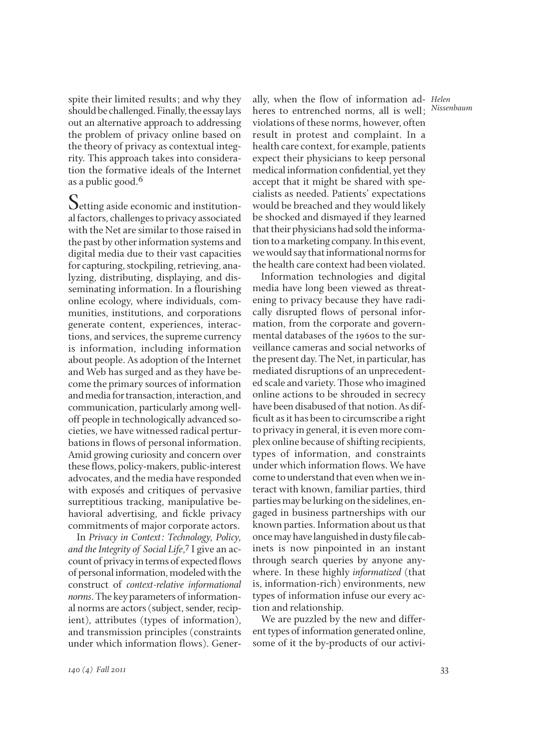spite their limited results; and why they should be challenged. Finally, the essay lays out an alternative approach to addressing the problem of privacy online based on the theory of privacy as contextual integrity. This approach takes into consideration the formative ideals of the Internet as a public good.[6]

Setting aside economic and institutional factors, challenges to privacy associated with the Net are similar to those raised in the past by other information systems and digital media due to their vast capacities for capturing, stockpiling, retrieving, analyzing, distributing, displaying, and disseminating information. In a flourishing online ecology, where individuals, communities, institutions, and corporations generate content, experiences, interactions, and services, the supreme currency is information, including information about people. As adoption of the Internet and Web has surged and as they have become the primary sources of information and media for transaction, interaction, and communication, particularly among well-off people in technologically advanced societies, we have witnessed radical perturbations in flows of personal information. Amid growing curiosity and concern over these flows, policy-makers, public-interest advocates, and the media have responded with exposés and critiques of pervasive surreptitious tracking, manipulative behavioral advertising, and fickle privacy commitments of major corporate actors.

In *Privacy in Context: Technology, Policy, and the Integrity of Social Life*,[7] I give an account of privacy in terms of expected flows of personal information, modeled with the construct of *context-relative informational norms*. The key parameters of informational norms are actors (subject, sender, recipient), attributes (types of information), and transmission principles (constraints under which information flows). Generally, when the flow of information adheres to entrenched norms, all is well; violations of these norms, however, often result in protest and complaint. In a health care context, for example, patients expect their physicians to keep personal medical information confidential, yet they accept that it might be shared with specialists as needed. Patients' expectations would be breached and they would likely be shocked and dismayed if they learned that their physicians had sold the information to a marketing company. In this event, we would say that informational norms for the health care context had been violated.

Information technologies and digital media have long been viewed as threatening to privacy because they have radically disrupted flows of personal information, from the corporate and governmental databases of the 1960s to the surveillance cameras and social networks of the present day. The Net, in particular, has mediated disruptions of an unprecedented scale and variety. Those who imagined online actions to be shrouded in secrecy have been disabused of that notion. As difficult as it has been to circumscribe a right to privacy in general, it is even more complex online because of shifting recipients, types of information, and constraints under which information flows. We have come to understand that even when we interact with known, familiar parties, third parties may be lurking on the sidelines, engaged in business partnerships with our known parties. Information about us that once may have languished in dusty file cabinets is now pinpointed in an instant through search queries by anyone anywhere. In these highly *informatized* (that is, information-rich) environments, new types of information infuse our every action and relationship.

We are puzzled by the new and different types of information generated online, some of it the by-products of our activi-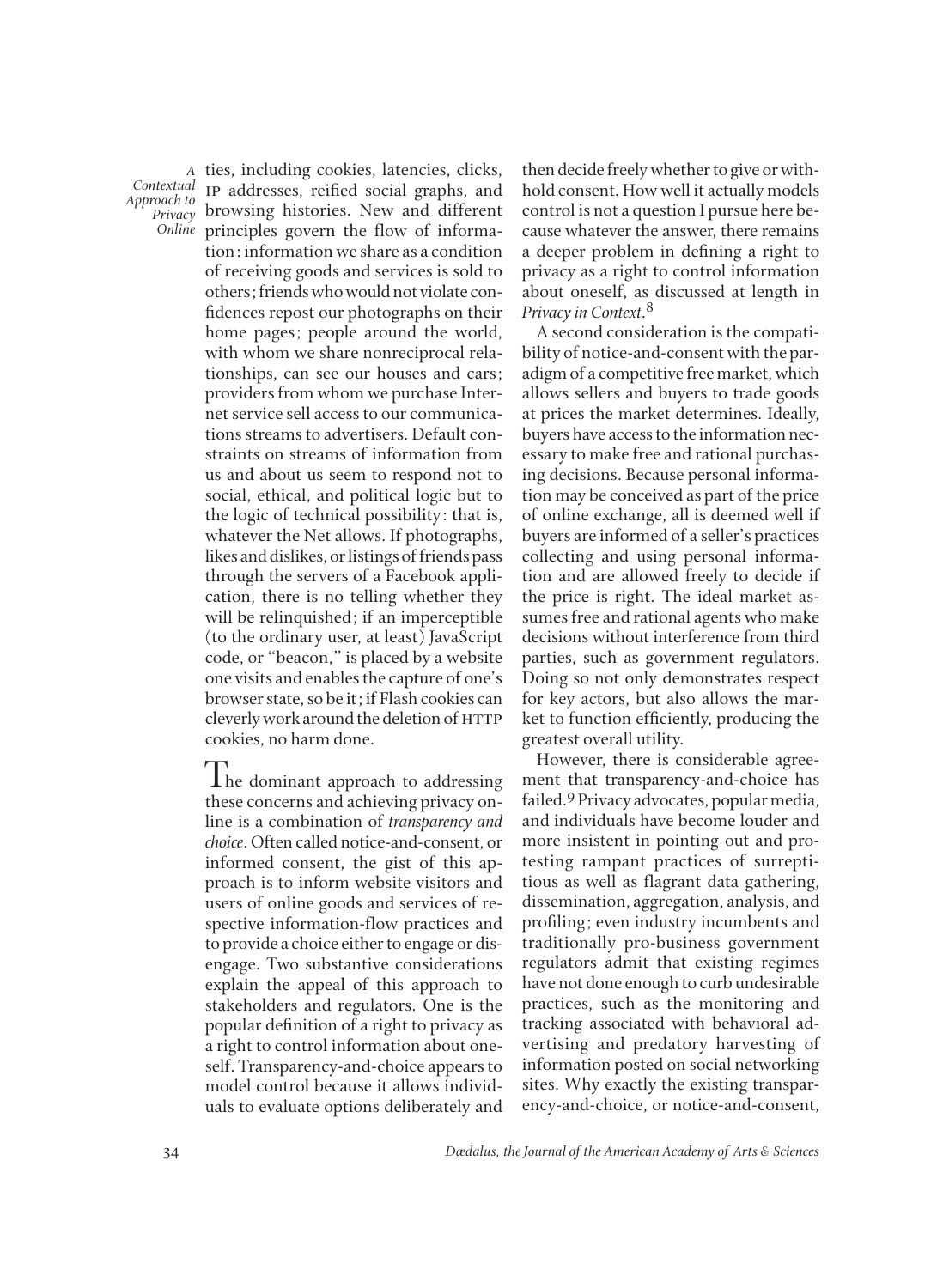ties, including cookies, latencies, clicks, IP addresses, reified social graphs, and browsing histories. New and different principles govern the flow of information: information we share as a condition of receiving goods and services is sold to others; friends who would not violate confidences repost our photographs on their home pages; people around the world, with whom we share nonreciprocal relationships, can see our houses and cars; providers from whom we purchase Internet service sell access to our communications streams to advertisers. Default constraints on streams of information from us and about us seem to respond not to social, ethical, and political logic but to the logic of technical possibility: that is, whatever the Net allows. If photographs, likes and dislikes, or listings of friends pass through the servers of a Facebook application, there is no telling whether they will be relinquished; if an imperceptible (to the ordinary user, at least) JavaScript code, or "beacon," is placed by a website one visits and enables the capture of one's browser state, so be it; if Flash cookies can cleverly work around the deletion of HTTP cookies, no harm done.

The dominant approach to addressing these concerns and achieving privacy online is a combination of *transparency and choice*. Often called notice-and-consent, or informed consent, the gist of this approach is to inform website visitors and users of online goods and services of respective information-flow practices and to provide a choice either to engage or disengage. Two substantive considerations explain the appeal of this approach to stakeholders and regulators. One is the popular definition of a right to privacy as a right to control information about oneself. Transparency-and-choice appears to model control because it allows individuals to evaluate options deliberately and then decide freely whether to give or withhold consent. How well it actually models control is not a question I pursue here because whatever the answer, there remains a deeper problem in defining a right to privacy as a right to control information about oneself, as discussed at length in *Privacy in Context*.[8]

A second consideration is the compatibility of notice-and-consent with the paradigm of a competitive free market, which allows sellers and buyers to trade goods at prices the market determines. Ideally, buyers have access to the information necessary to make free and rational purchasing decisions. Because personal information may be conceived as part of the price of online exchange, all is deemed well if buyers are informed of a seller's practices collecting and using personal information and are allowed freely to decide if the price is right. The ideal market assumes free and rational agents who make decisions without interference from third parties, such as government regulators. Doing so not only demonstrates respect for key actors, but also allows the market to function efficiently, producing the greatest overall utility.

However, there is considerable agreement that transparency-and-choice has failed.[9] Privacy advocates, popular media, and individuals have become louder and more insistent in pointing out and protesting rampant practices of surreptitious as well as flagrant data gathering, dissemination, aggregation, analysis, and profiling; even industry incumbents and traditionally pro-business government regulators admit that existing regimes have not done enough to curb undesirable practices, such as the monitoring and tracking associated with behavioral advertising and predatory harvesting of information posted on social networking sites. Why exactly the existing transparency-and-choice, or notice-and-consent,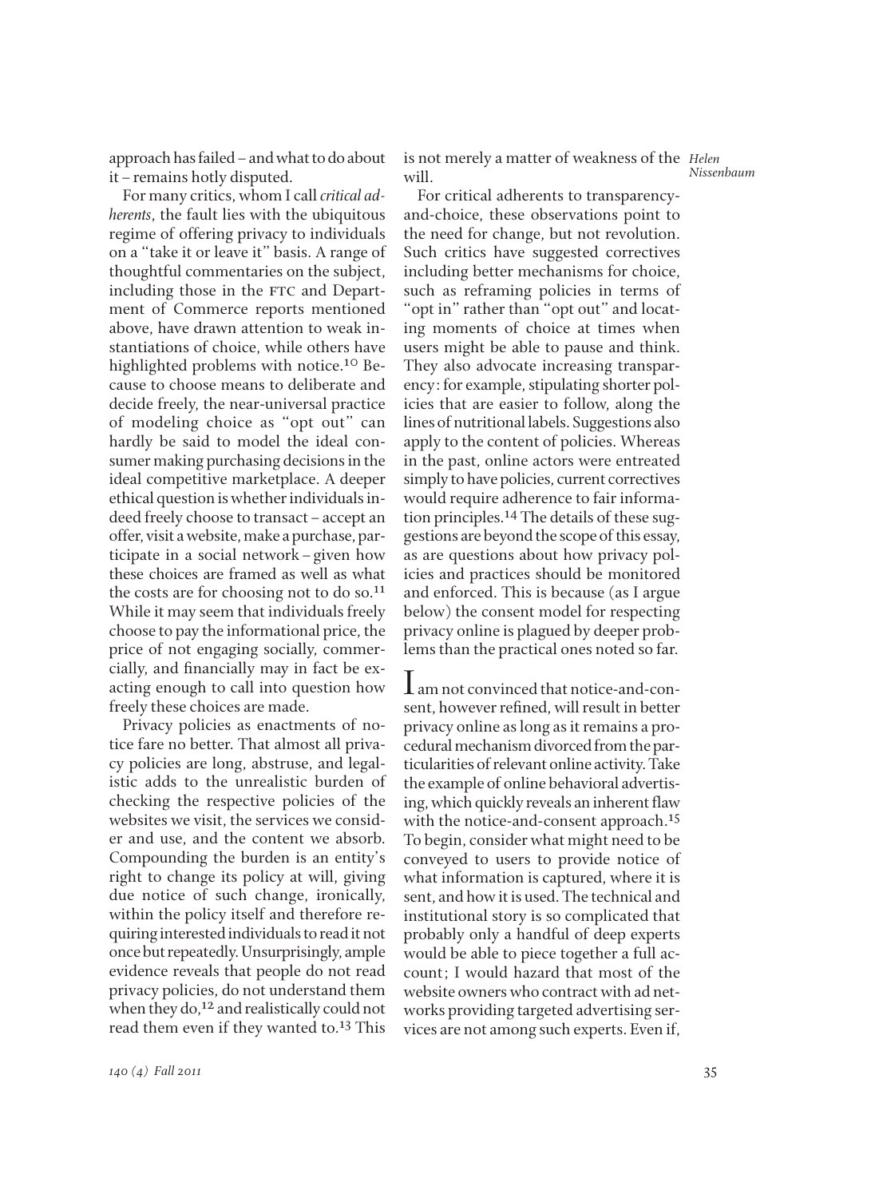approach has failed – and what to do about it – remains hotly disputed.

For many critics, whom I call *critical adherents*, the fault lies with the ubiquitous regime of offering privacy to individuals on a "take it or leave it" basis. A range of thoughtful commentaries on the subject, including those in the FTC and Department of Commerce reports mentioned above, have drawn attention to weak instantiations of choice, while others have highlighted problems with notice.[10] Because to choose means to deliberate and decide freely, the near-universal practice of modeling choice as "opt out" can hardly be said to model the ideal consumer making purchasing decisions in the ideal competitive marketplace. A deeper ethical question is whether individuals indeed freely choose to transact – accept an offer, visit a website, make a purchase, participate in a social network – given how these choices are framed as well as what the costs are for choosing not to do so.[11] While it may seem that individuals freely choose to pay the informational price, the price of not engaging socially, commercially, and financially may in fact be exacting enough to call into question how freely these choices are made.

Privacy policies as enactments of notice fare no better. That almost all privacy policies are long, abstruse, and legalistic adds to the unrealistic burden of checking the respective policies of the websites we visit, the services we consider and use, and the content we absorb. Compounding the burden is an entity's right to change its policy at will, giving due notice of such change, ironically, within the policy itself and therefore requiring interested individuals to read it not once but repeatedly. Unsurprisingly, ample evidence reveals that people do not read privacy policies, do not understand them when they do,[12] and realistically could not read them even if they wanted to.[13] This is not merely a matter of weakness of the will.

For critical adherents to transparency-and-choice, these observations point to the need for change, but not revolution. Such critics have suggested correctives including better mechanisms for choice, such as reframing policies in terms of "opt in" rather than "opt out" and locating moments of choice at times when users might be able to pause and think. They also advocate increasing transparency: for example, stipulating shorter policies that are easier to follow, along the lines of nutritional labels. Suggestions also apply to the content of policies. Whereas in the past, online actors were entreated simply to have policies, current correctives would require adherence to fair information principles.[14] The details of these suggestions are beyond the scope of this essay, as are questions about how privacy policies and practices should be monitored and enforced. This is because (as I argue below) the consent model for respecting privacy online is plagued by deeper problems than the practical ones noted so far.

I am not convinced that notice-and-consent, however refined, will result in better privacy online as long as it remains a procedural mechanism divorced from the particularities of relevant online activity. Take the example of online behavioral advertising, which quickly reveals an inherent flaw with the notice-and-consent approach.[15] To begin, consider what might need to be conveyed to users to provide notice of what information is captured, where it is sent, and how it is used. The technical and institutional story is so complicated that probably only a handful of deep experts would be able to piece together a full account; I would hazard that most of the website owners who contract with ad networks providing targeted advertising services are not among such experts. Even if,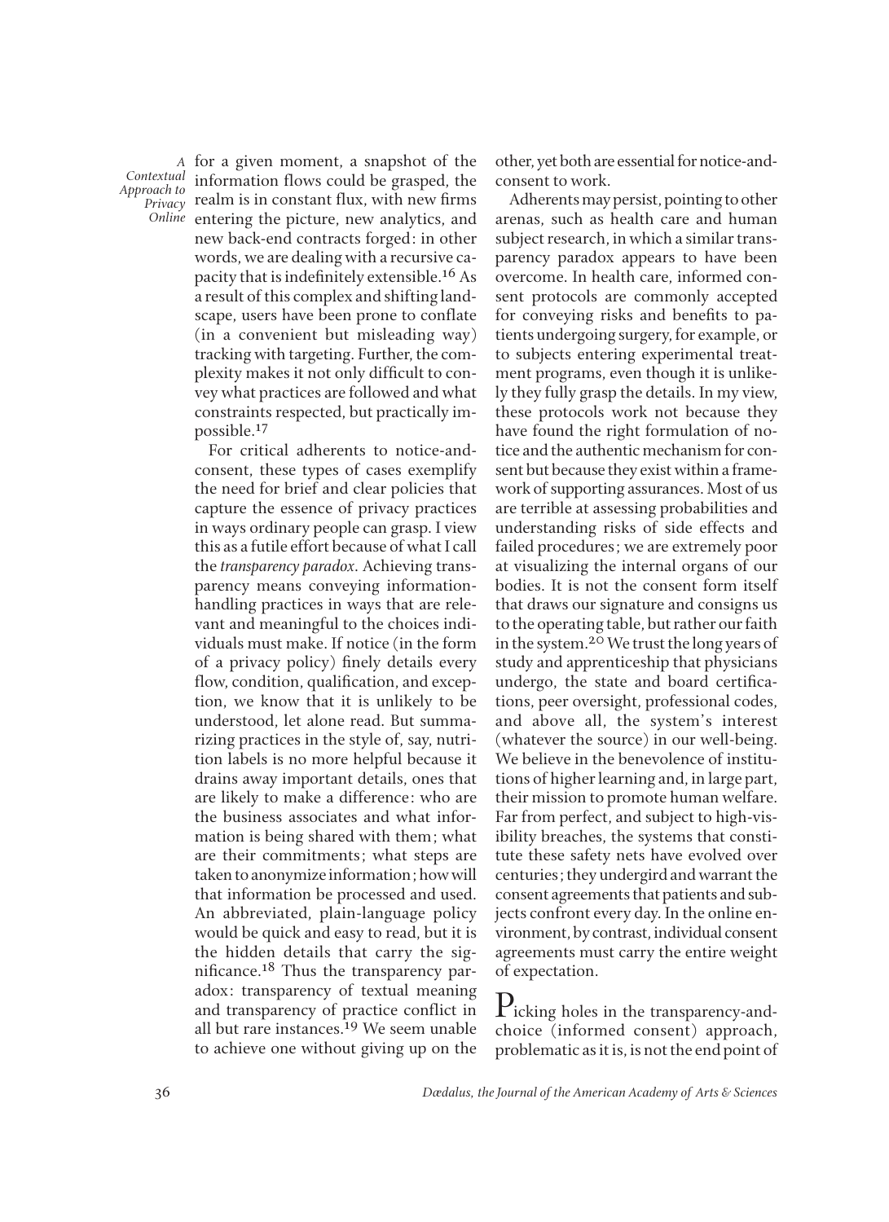for a given moment, a snapshot of the information flows could be grasped, the realm is in constant flux, with new firms entering the picture, new analytics, and new back-end contracts forged: in other words, we are dealing with a recursive capacity that is indefinitely extensible.[16] As a result of this complex and shifting landscape, users have been prone to conflate (in a convenient but misleading way) tracking with targeting. Further, the complexity makes it not only difficult to convey what practices are followed and what constraints respected, but practically impossible.[17]

For critical adherents to notice-and-consent, these types of cases exemplify the need for brief and clear policies that capture the essence of privacy practices in ways ordinary people can grasp. I view this as a futile effort because of what I call the *transparency paradox*. Achieving transparency means conveying information-handling practices in ways that are relevant and meaningful to the choices individuals must make. If notice (in the form of a privacy policy) finely details every flow, condition, qualification, and exception, we know that it is unlikely to be understood, let alone read. But summarizing practices in the style of, say, nutrition labels is no more helpful because it drains away important details, ones that are likely to make a difference: who are the business associates and what information is being shared with them; what are their commitments; what steps are taken to anonymize information; how will that information be processed and used. An abbreviated, plain-language policy would be quick and easy to read, but it is the hidden details that carry the significance.[18] Thus the transparency paradox: transparency of textual meaning and transparency of practice conflict in all but rare instances.[19] We seem unable to achieve one without giving up on the other, yet both are essential for notice-and-consent to work.

Adherents may persist, pointing to other arenas, such as health care and human subject research, in which a similar transparency paradox appears to have been overcome. In health care, informed consent protocols are commonly accepted for conveying risks and benefits to patients undergoing surgery, for example, or to subjects entering experimental treatment programs, even though it is unlikely they fully grasp the details. In my view, these protocols work not because they have found the right formulation of notice and the authentic mechanism for consent but because they exist within a framework of supporting assurances. Most of us are terrible at assessing probabilities and understanding risks of side effects and failed procedures; we are extremely poor at visualizing the internal organs of our bodies. It is not the consent form itself that draws our signature and consigns us to the operating table, but rather our faith in the system.[20] We trust the long years of study and apprenticeship that physicians undergo, the state and board certifications, peer oversight, professional codes, and above all, the system's interest (whatever the source) in our well-being. We believe in the benevolence of institutions of higher learning and, in large part, their mission to promote human welfare. Far from perfect, and subject to high-visibility breaches, the systems that constitute these safety nets have evolved over centuries; they undergird and warrant the consent agreements that patients and subjects confront every day. In the online environment, by contrast, individual consent agreements must carry the entire weight of expectation.

Picking holes in the transparency-and-choice (informed consent) approach, problematic as it is, is not the end point of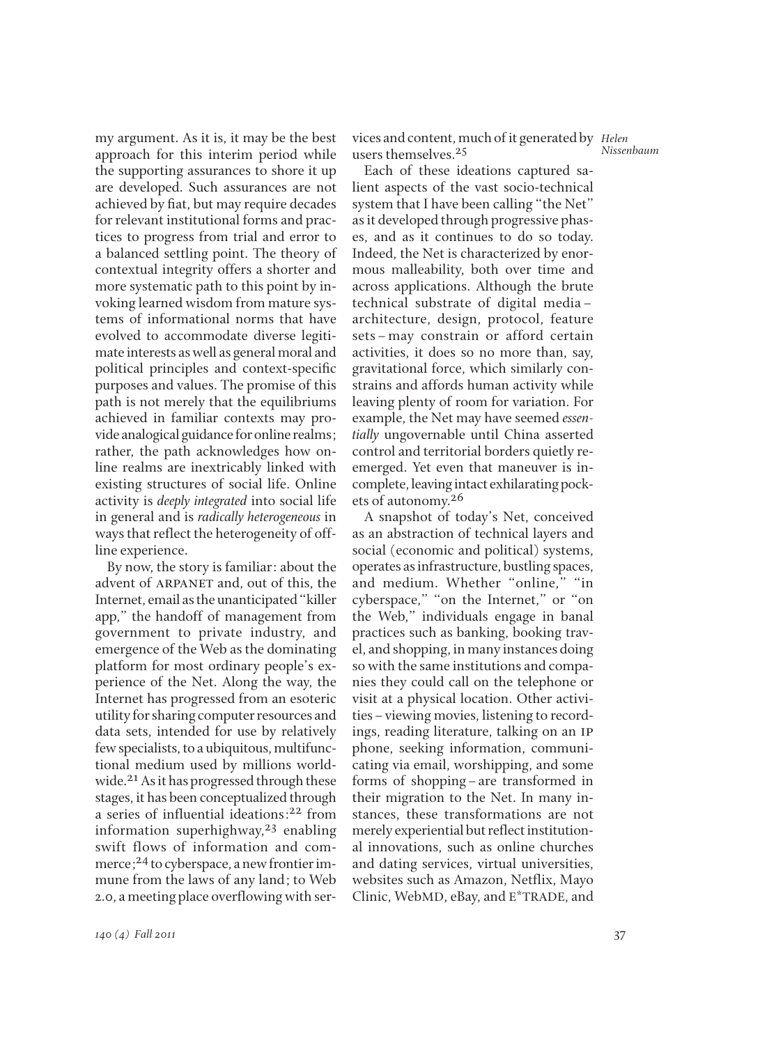my argument. As it is, it may be the best approach for this interim period while the supporting assurances to shore it up are developed. Such assurances are not achieved by fiat, but may require decades for relevant institutional forms and practices to progress from trial and error to a balanced settling point. The theory of contextual integrity offers a shorter and more systematic path to this point by invoking learned wisdom from mature systems of informational norms that have evolved to accommodate diverse legitimate interests as well as general moral and political principles and context-specific purposes and values. The promise of this path is not merely that the equilibriums achieved in familiar contexts may provide analogical guidance for online realms; rather, the path acknowledges how online realms are inextricably linked with existing structures of social life. Online activity is *deeply integrated* into social life in general and is *radically heterogeneous* in ways that reflect the heterogeneity of offline experience.

By now, the story is familiar: about the advent of ARPANET and, out of this, the Internet, email as the unanticipated "killer app," the handoff of management from government to private industry, and emergence of the Web as the dominating platform for most ordinary people's experience of the Net. Along the way, the Internet has progressed from an esoteric utility for sharing computer resources and data sets, intended for use by relatively few specialists, to a ubiquitous, multifunctional medium used by millions worldwide.[21] As it has progressed through these stages, it has been conceptualized through a series of influential ideations:[22] from information superhighway,[23] enabling swift flows of information and commerce;[24] to cyberspace, a new frontier immune from the laws of any land; to Web 2.0, a meeting place overflowing with services and content, much of it generated by users themselves.[25]

Each of these ideations captured salient aspects of the vast socio-technical system that I have been calling "the Net" as it developed through progressive phases, and as it continues to do so today. Indeed, the Net is characterized by enormous malleability, both over time and across applications. Although the brute technical substrate of digital media – architecture, design, protocol, feature sets – may constrain or afford certain activities, it does so no more than, say, gravitational force, which similarly constrains and affords human activity while leaving plenty of room for variation. For example, the Net may have seemed *essentially* ungovernable until China asserted control and territorial borders quietly reemerged. Yet even that maneuver is incomplete, leaving intact exhilarating pockets of autonomy.[26]

A snapshot of today's Net, conceived as an abstraction of technical layers and social (economic and political) systems, operates as infrastructure, bustling spaces, and medium. Whether "online," "in cyberspace," "on the Internet," or "on the Web," individuals engage in banal practices such as banking, booking travel, and shopping, in many instances doing so with the same institutions and companies they could call on the telephone or visit at a physical location. Other activities – viewing movies, listening to recordings, reading literature, talking on an IP phone, seeking information, communicating via email, worshipping, and some forms of shopping – are transformed in their migration to the Net. In many instances, these transformations are not merely experiential but reflect institutional innovations, such as online churches and dating services, virtual universities, websites such as Amazon, Netflix, Mayo Clinic, WebMD, eBay, and E*TRADE, and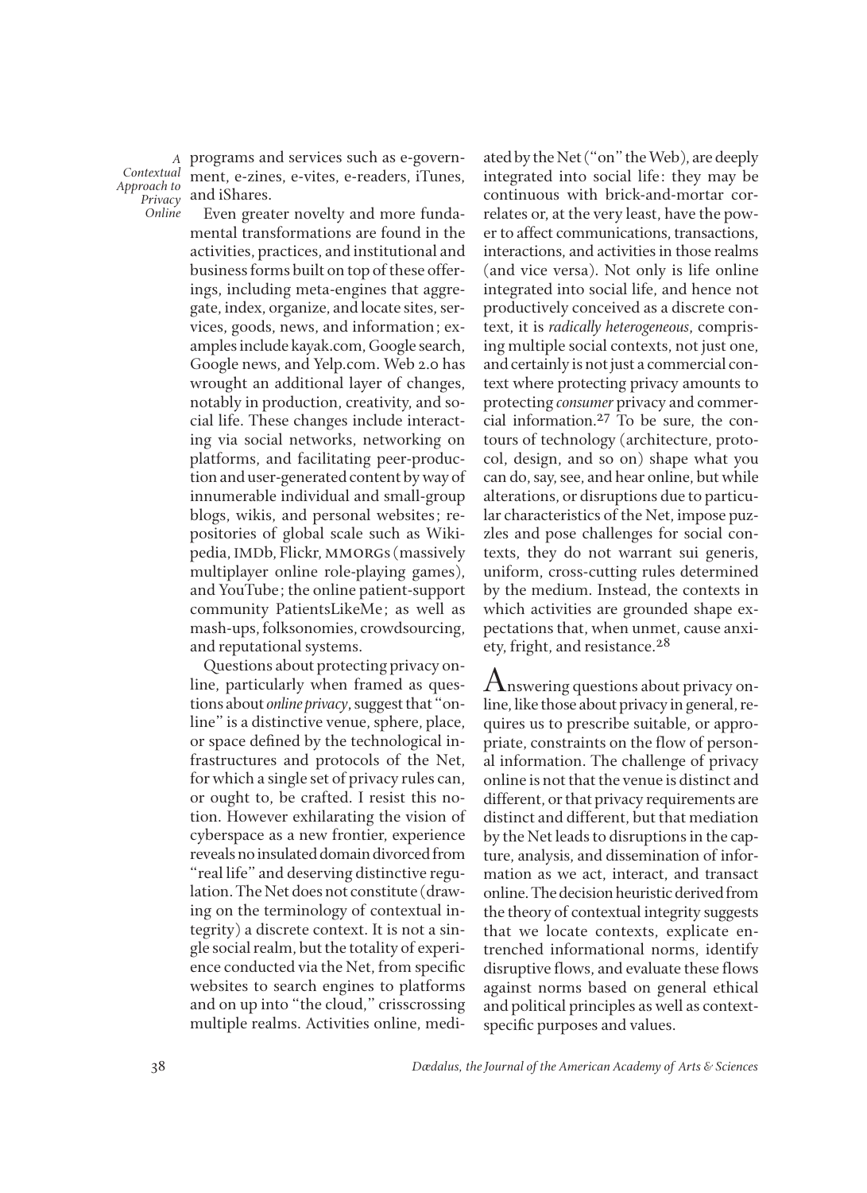programs and services such as e-government, e-zines, e-vites, e-readers, iTunes, and iShares.

Even greater novelty and more fundamental transformations are found in the activities, practices, and institutional and business forms built on top of these offerings, including meta-engines that aggregate, index, organize, and locate sites, services, goods, news, and information; examples include kayak.com, Google search, Google news, and Yelp.com. Web 2.0 has wrought an additional layer of changes, notably in production, creativity, and social life. These changes include interacting via social networks, networking on platforms, and facilitating peer-production and user-generated content by way of innumerable individual and small-group blogs, wikis, and personal websites; repositories of global scale such as Wikipedia, IMDb, Flickr, MMORGs (massively multiplayer online role-playing games), and YouTube; the online patient-support community PatientsLikeMe; as well as mash-ups, folksonomies, crowdsourcing, and reputational systems.

Questions about protecting privacy online, particularly when framed as questions about *online privacy*, suggest that "online" is a distinctive venue, sphere, place, or space defined by the technological infrastructures and protocols of the Net, for which a single set of privacy rules can, or ought to, be crafted. I resist this notion. However exhilarating the vision of cyberspace as a new frontier, experience reveals no insulated domain divorced from "real life" and deserving distinctive regulation. The Net does not constitute (drawing on the terminology of contextual integrity) a discrete context. It is not a single social realm, but the totality of experience conducted via the Net, from specific websites to search engines to platforms and on up into "the cloud," crisscrossing multiple realms. Activities online, mediated by the Net ("on" the Web), are deeply integrated into social life: they may be continuous with brick-and-mortar correlates or, at the very least, have the power to affect communications, transactions, interactions, and activities in those realms (and vice versa). Not only is life online integrated into social life, and hence not productively conceived as a discrete context, it is *radically heterogeneous*, comprising multiple social contexts, not just one, and certainly is not just a commercial context where protecting privacy amounts to protecting *consumer* privacy and commercial information.[27] To be sure, the contours of technology (architecture, protocol, design, and so on) shape what you can do, say, see, and hear online, but while alterations, or disruptions due to particular characteristics of the Net, impose puzzles and pose challenges for social contexts, they do not warrant sui generis, uniform, cross-cutting rules determined by the medium. Instead, the contexts in which activities are grounded shape expectations that, when unmet, cause anxiety, fright, and resistance.[28]

Answering questions about privacy online, like those about privacy in general, requires us to prescribe suitable, or appropriate, constraints on the flow of personal information. The challenge of privacy online is not that the venue is distinct and different, or that privacy requirements are distinct and different, but that mediation by the Net leads to disruptions in the capture, analysis, and dissemination of information as we act, interact, and transact online. The decision heuristic derived from the theory of contextual integrity suggests that we locate contexts, explicate entrenched informational norms, identify disruptive flows, and evaluate these flows against norms based on general ethical and political principles as well as context-specific purposes and values.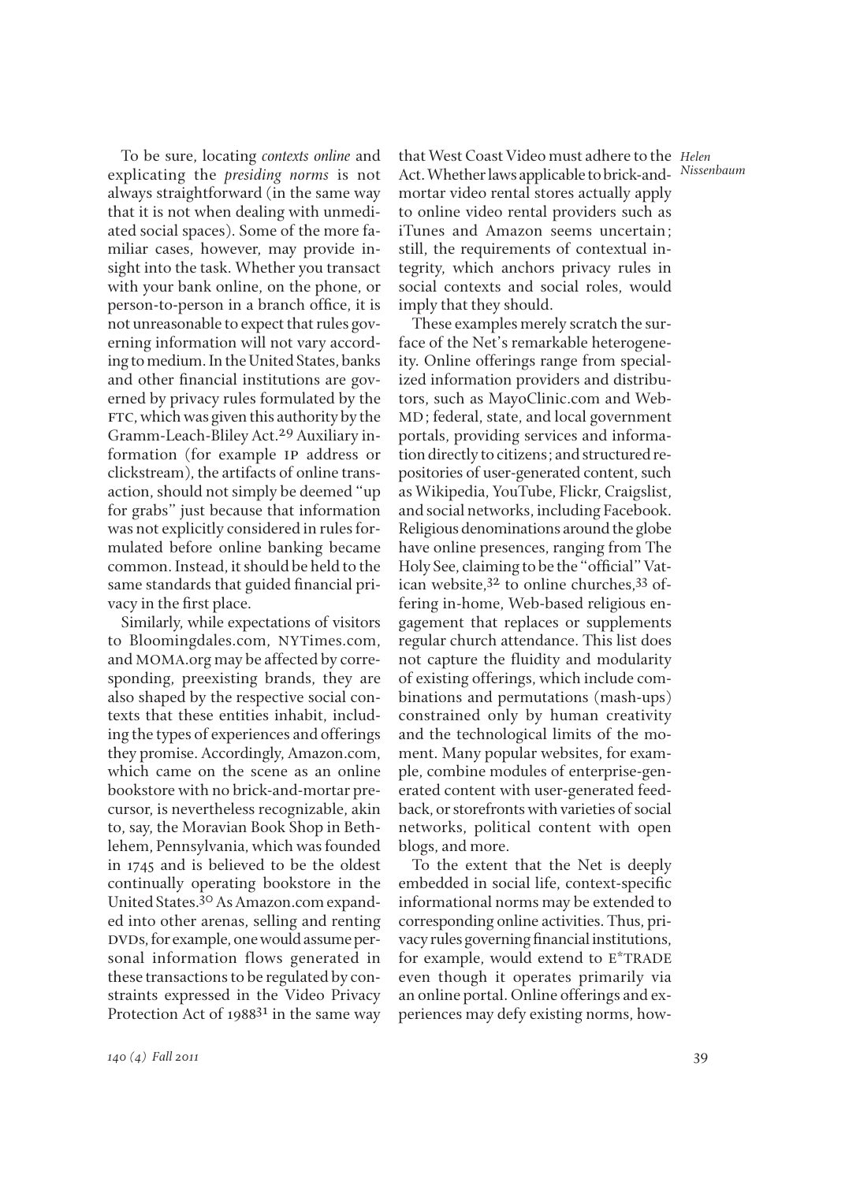To be sure, locating *contexts online* and explicating the *presiding norms* is not always straightforward (in the same way that it is not when dealing with unmediated social spaces). Some of the more familiar cases, however, may provide insight into the task. Whether you transact with your bank online, on the phone, or person-to-person in a branch office, it is not unreasonable to expect that rules governing information will not vary according to medium. In the United States, banks and other financial institutions are governed by privacy rules formulated by the FTC, which was given this authority by the Gramm-Leach-Bliley Act.[29] Auxiliary information (for example IP address or clickstream), the artifacts of online transaction, should not simply be deemed "up for grabs" just because that information was not explicitly considered in rules formulated before online banking became common. Instead, it should be held to the same standards that guided financial privacy in the first place.

Similarly, while expectations of visitors to Bloomingdales.com, NYTimes.com, and MOMA.org may be affected by corresponding, preexisting brands, they are also shaped by the respective social contexts that these entities inhabit, including the types of experiences and offerings they promise. Accordingly, Amazon.com, which came on the scene as an online bookstore with no brick-and-mortar precursor, is nevertheless recognizable, akin to, say, the Moravian Book Shop in Bethlehem, Pennsylvania, which was founded in 1745 and is believed to be the oldest continually operating bookstore in the United States.[30] As Amazon.com expanded into other arenas, selling and renting DVDs, for example, one would assume personal information flows generated in these transactions to be regulated by constraints expressed in the Video Privacy Protection Act of 1988[31] in the same way that West Coast Video must adhere to the Act. Whether laws applicable to brick-and-mortar video rental stores actually apply to online video rental providers such as iTunes and Amazon seems uncertain; still, the requirements of contextual integrity, which anchors privacy rules in social contexts and social roles, would imply that they should.

These examples merely scratch the surface of the Net's remarkable heterogeneity. Online offerings range from specialized information providers and distributors, such as MayoClinic.com and WebMD; federal, state, and local government portals, providing services and information directly to citizens; and structured repositories of user-generated content, such as Wikipedia, YouTube, Flickr, Craigslist, and social networks, including Facebook. Religious denominations around the globe have online presences, ranging from The Holy See, claiming to be the "official" Vatican website,[32] to online churches,[33] offering in-home, Web-based religious engagement that replaces or supplements regular church attendance. This list does not capture the fluidity and modularity of existing offerings, which include combinations and permutations (mash-ups) constrained only by human creativity and the technological limits of the moment. Many popular websites, for example, combine modules of enterprise-generated content with user-generated feedback, or storefronts with varieties of social networks, political content with open blogs, and more.

To the extent that the Net is deeply embedded in social life, context-specific informational norms may be extended to corresponding online activities. Thus, privacy rules governing financial institutions, for example, would extend to E*TRADE even though it operates primarily via an online portal. Online offerings and experiences may defy existing norms, how-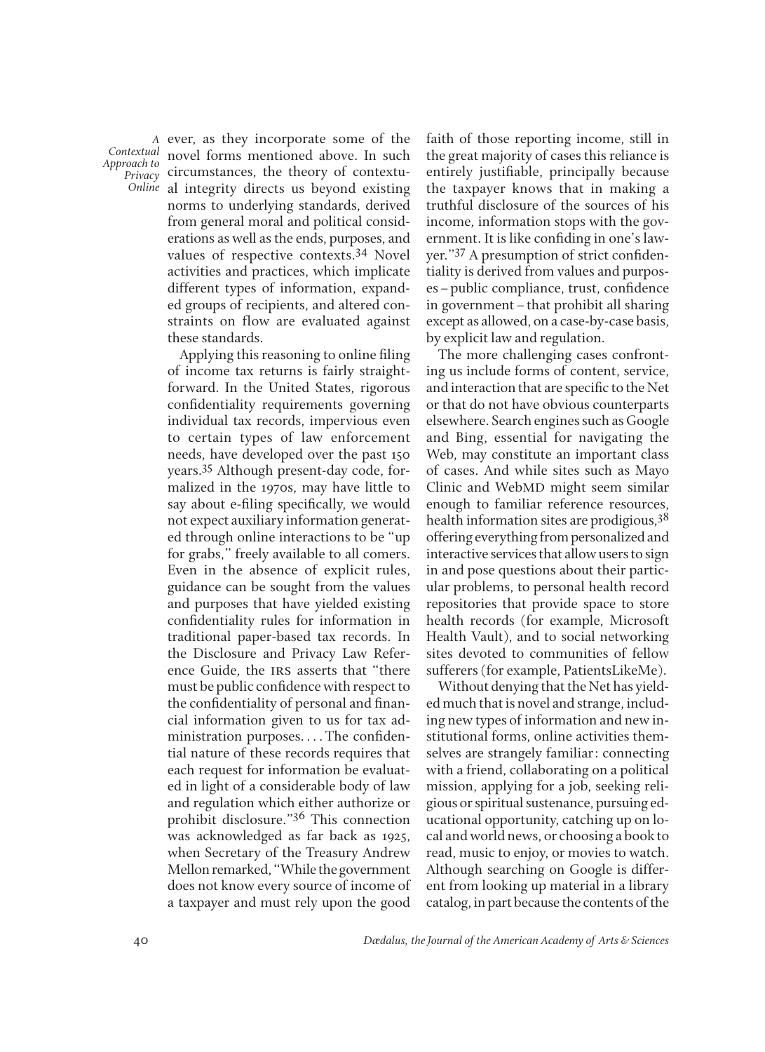ever, as they incorporate some of the novel forms mentioned above. In such circumstances, the theory of contextual integrity directs us beyond existing norms to underlying standards, derived from general moral and political considerations as well as the ends, purposes, and values of respective contexts.[34] Novel activities and practices, which implicate different types of information, expanded groups of recipients, and altered constraints on flow are evaluated against these standards.

Applying this reasoning to online filing of income tax returns is fairly straightforward. In the United States, rigorous confidentiality requirements governing individual tax records, impervious even to certain types of law enforcement needs, have developed over the past 150 years.[35] Although present-day code, formalized in the 1970s, may have little to say about e-filing specifically, we would not expect auxiliary information generated through online interactions to be "up for grabs," freely available to all comers. Even in the absence of explicit rules, guidance can be sought from the values and purposes that have yielded existing confidentiality rules for information in traditional paper-based tax records. In the Disclosure and Privacy Law Reference Guide, the IRS asserts that "there must be public confidence with respect to the confidentiality of personal and financial information given to us for tax administration purposes. . . . The confidential nature of these records requires that each request for information be evaluated in light of a considerable body of law and regulation which either authorize or prohibit disclosure."[36] This connection was acknowledged as far back as 1925, when Secretary of the Treasury Andrew Mellon remarked, "While the government does not know every source of income of a taxpayer and must rely upon the good faith of those reporting income, still in the great majority of cases this reliance is entirely justifiable, principally because the taxpayer knows that in making a truthful disclosure of the sources of his income, information stops with the government. It is like confiding in one's lawyer."[37] A presumption of strict confidentiality is derived from values and purposes – public compliance, trust, confidence in government – that prohibit all sharing except as allowed, on a case-by-case basis, by explicit law and regulation.

The more challenging cases confronting us include forms of content, service, and interaction that are specific to the Net or that do not have obvious counterparts elsewhere. Search engines such as Google and Bing, essential for navigating the Web, may constitute an important class of cases. And while sites such as Mayo Clinic and WebMD might seem similar enough to familiar reference resources, health information sites are prodigious,[38] offering everything from personalized and interactive services that allow users to sign in and pose questions about their particular problems, to personal health record repositories that provide space to store health records (for example, Microsoft Health Vault), and to social networking sites devoted to communities of fellow sufferers (for example, PatientsLikeMe).

Without denying that the Net has yielded much that is novel and strange, including new types of information and new institutional forms, online activities themselves are strangely familiar: connecting with a friend, collaborating on a political mission, applying for a job, seeking religious or spiritual sustenance, pursuing educational opportunity, catching up on local and world news, or choosing a book to read, music to enjoy, or movies to watch. Although searching on Google is different from looking up material in a library catalog, in part because the contents of the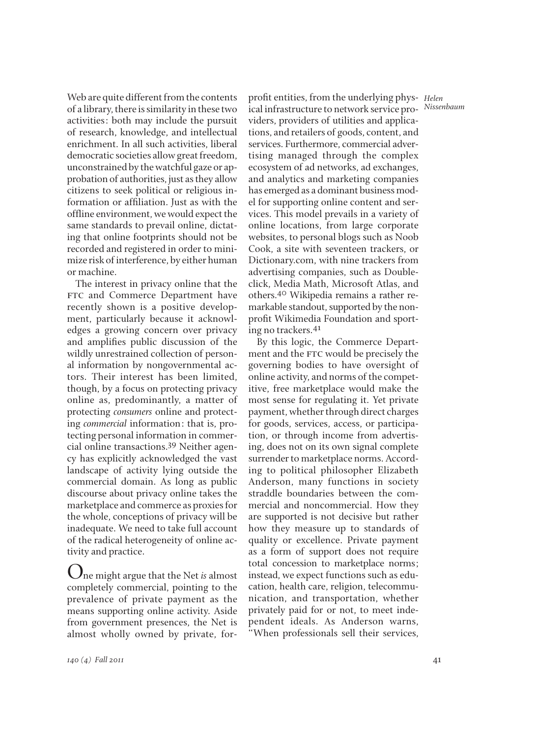Web are quite different from the contents of a library, there is similarity in these two activities: both may include the pursuit of research, knowledge, and intellectual enrichment. In all such activities, liberal democratic societies allow great freedom, unconstrained by the watchful gaze or approbation of authorities, just as they allow citizens to seek political or religious information or affiliation. Just as with the offline environment, we would expect the same standards to prevail online, dictating that online footprints should not be recorded and registered in order to minimize risk of interference, by either human or machine.

The interest in privacy online that the FTC and Commerce Department have recently shown is a positive development, particularly because it acknowledges a growing concern over privacy and amplifies public discussion of the wildly unrestrained collection of personal information by nongovernmental actors. Their interest has been limited, though, by a focus on protecting privacy online as, predominantly, a matter of protecting *consumers* online and protecting *commercial* information: that is, protecting personal information in commercial online transactions.[39] Neither agency has explicitly acknowledged the vast landscape of activity lying outside the commercial domain. As long as public discourse about privacy online takes the marketplace and commerce as proxies for the whole, conceptions of privacy will be inadequate. We need to take full account of the radical heterogeneity of online activity and practice.

One might argue that the Net *is* almost completely commercial, pointing to the prevalence of private payment as the means supporting online activity. Aside from government presences, the Net is almost wholly owned by private, for-profit entities, from the underlying physical infrastructure to network service providers, providers of utilities and applications, and retailers of goods, content, and services. Furthermore, commercial advertising managed through the complex ecosystem of ad networks, ad exchanges, and analytics and marketing companies has emerged as a dominant business model for supporting online content and services. This model prevails in a variety of online locations, from large corporate websites, to personal blogs such as Noob Cook, a site with seventeen trackers, or Dictionary.com, with nine trackers from advertising companies, such as Doubleclick, Media Math, Microsoft Atlas, and others.[40] Wikipedia remains a rather remarkable standout, supported by the nonprofit Wikimedia Foundation and sporting no trackers.[41]

By this logic, the Commerce Department and the FTC would be precisely the governing bodies to have oversight of online activity, and norms of the competitive, free marketplace would make the most sense for regulating it. Yet private payment, whether through direct charges for goods, services, access, or participation, or through income from advertising, does not on its own signal complete surrender to marketplace norms. According to political philosopher Elizabeth Anderson, many functions in society straddle boundaries between the commercial and noncommercial. How they are supported is not decisive but rather how they measure up to standards of quality or excellence. Private payment as a form of support does not require total concession to marketplace norms; instead, we expect functions such as education, health care, religion, telecommunication, and transportation, whether privately paid for or not, to meet independent ideals. As Anderson warns, "When professionals sell their services,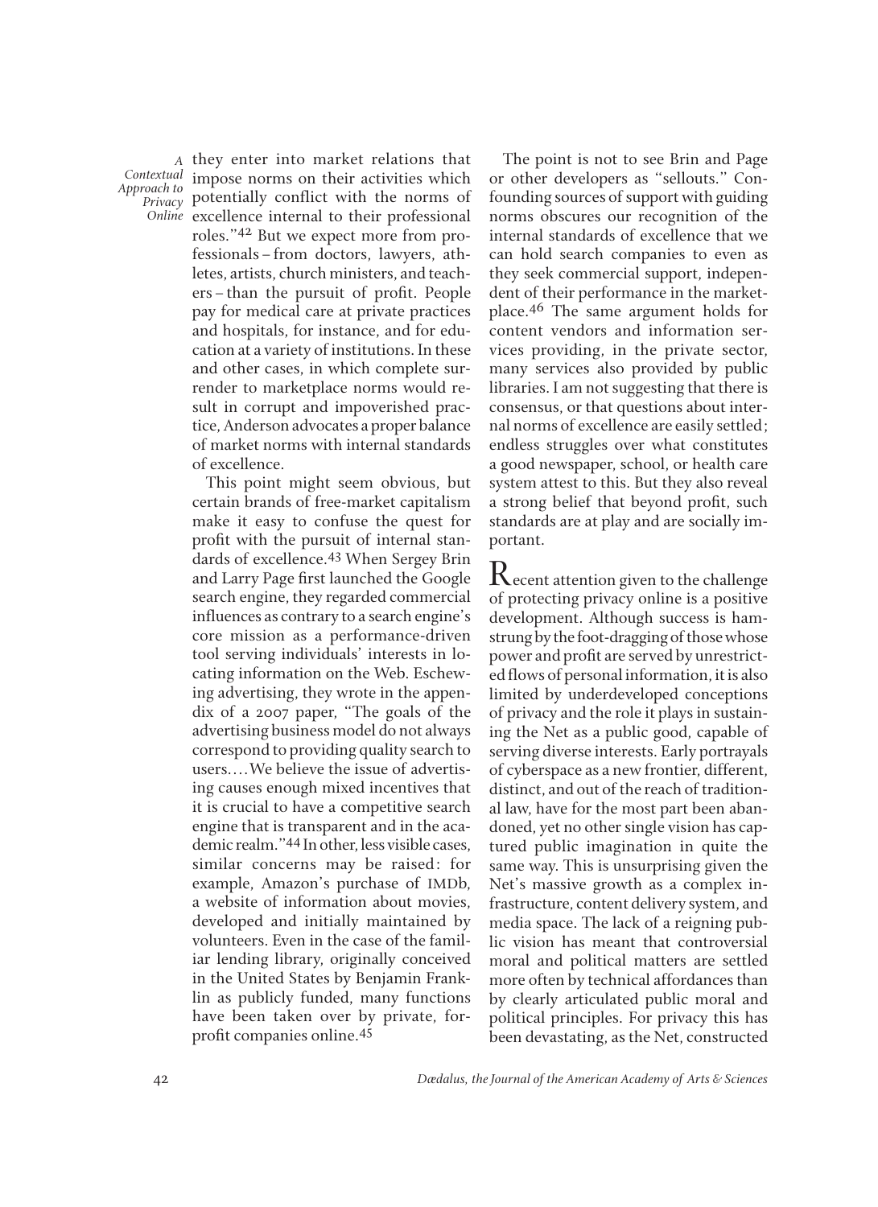they enter into market relations that impose norms on their activities which potentially conflict with the norms of excellence internal to their professional roles."[42] But we expect more from professionals – from doctors, lawyers, athletes, artists, church ministers, and teachers – than the pursuit of profit. People pay for medical care at private practices and hospitals, for instance, and for education at a variety of institutions. In these and other cases, in which complete surrender to marketplace norms would result in corrupt and impoverished practice, Anderson advocates a proper balance of market norms with internal standards of excellence.

This point might seem obvious, but certain brands of free-market capitalism make it easy to confuse the quest for profit with the pursuit of internal standards of excellence.[43] When Sergey Brin and Larry Page first launched the Google search engine, they regarded commercial influences as contrary to a search engine's core mission as a performance-driven tool serving individuals' interests in locating information on the Web. Eschewing advertising, they wrote in the appendix of a 2007 paper, "The goals of the advertising business model do not always correspond to providing quality search to users. . . . We believe the issue of advertising causes enough mixed incentives that it is crucial to have a competitive search engine that is transparent and in the academic realm."[44] In other, less visible cases, similar concerns may be raised: for example, Amazon's purchase of IMDb, a website of information about movies, developed and initially maintained by volunteers. Even in the case of the familiar lending library, originally conceived in the United States by Benjamin Franklin as publicly funded, many functions have been taken over by private, for-profit companies online.[45]

The point is not to see Brin and Page or other developers as "sellouts." Confounding sources of support with guiding norms obscures our recognition of the internal standards of excellence that we can hold search companies to even as they seek commercial support, independent of their performance in the marketplace.[46] The same argument holds for content vendors and information services providing, in the private sector, many services also provided by public libraries. I am not suggesting that there is consensus, or that questions about internal norms of excellence are easily settled; endless struggles over what constitutes a good newspaper, school, or health care system attest to this. But they also reveal a strong belief that beyond profit, such standards are at play and are socially important.

Recent attention given to the challenge of protecting privacy online is a positive development. Although success is hamstrung by the foot-dragging of those whose power and profit are served by unrestricted flows of personal information, it is also limited by underdeveloped conceptions of privacy and the role it plays in sustaining the Net as a public good, capable of serving diverse interests. Early portrayals of cyberspace as a new frontier, different, distinct, and out of the reach of traditional law, have for the most part been abandoned, yet no other single vision has captured public imagination in quite the same way. This is unsurprising given the Net's massive growth as a complex infrastructure, content delivery system, and media space. The lack of a reigning public vision has meant that controversial moral and political matters are settled more often by technical affordances than by clearly articulated public moral and political principles. For privacy this has been devastating, as the Net, constructed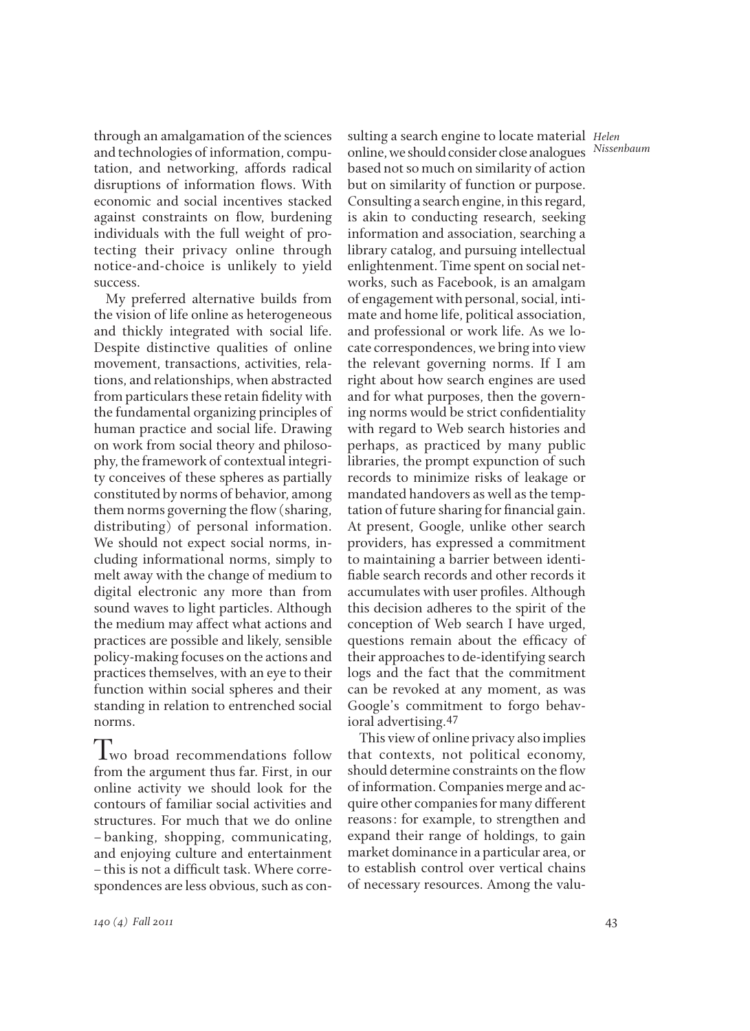through an amalgamation of the sciences and technologies of information, computation, and networking, affords radical disruptions of information flows. With economic and social incentives stacked against constraints on flow, burdening individuals with the full weight of protecting their privacy online through notice-and-choice is unlikely to yield success.

My preferred alternative builds from the vision of life online as heterogeneous and thickly integrated with social life. Despite distinctive qualities of online movement, transactions, activities, relations, and relationships, when abstracted from particulars these retain fidelity with the fundamental organizing principles of human practice and social life. Drawing on work from social theory and philosophy, the framework of contextual integrity conceives of these spheres as partially constituted by norms of behavior, among them norms governing the flow (sharing, distributing) of personal information. We should not expect social norms, including informational norms, simply to melt away with the change of medium to digital electronic any more than from sound waves to light particles. Although the medium may affect what actions and practices are possible and likely, sensible policy-making focuses on the actions and practices themselves, with an eye to their function within social spheres and their standing in relation to entrenched social norms.

Two broad recommendations follow from the argument thus far. First, in our online activity we should look for the contours of familiar social activities and structures. For much that we do online – banking, shopping, communicating, and enjoying culture and entertainment – this is not a difficult task. Where correspondences are less obvious, such as consulting a search engine to locate material online, we should consider close analogues based not so much on similarity of action but on similarity of function or purpose. Consulting a search engine, in this regard, is akin to conducting research, seeking information and association, searching a library catalog, and pursuing intellectual enlightenment. Time spent on social networks, such as Facebook, is an amalgam of engagement with personal, social, intimate and home life, political association, and professional or work life. As we locate correspondences, we bring into view the relevant governing norms. If I am right about how search engines are used and for what purposes, then the governing norms would be strict confidentiality with regard to Web search histories and perhaps, as practiced by many public libraries, the prompt expunction of such records to minimize risks of leakage or mandated handovers as well as the temptation of future sharing for financial gain. At present, Google, unlike other search providers, has expressed a commitment to maintaining a barrier between identifiable search records and other records it accumulates with user profiles. Although this decision adheres to the spirit of the conception of Web search I have urged, questions remain about the efficacy of their approaches to de-identifying search logs and the fact that the commitment can be revoked at any moment, as was Google's commitment to forgo behavioral advertising.[47]

This view of online privacy also implies that contexts, not political economy, should determine constraints on the flow of information. Companies merge and acquire other companies for many different reasons: for example, to strengthen and expand their range of holdings, to gain market dominance in a particular area, or to establish control over vertical chains of necessary resources. Among the valu-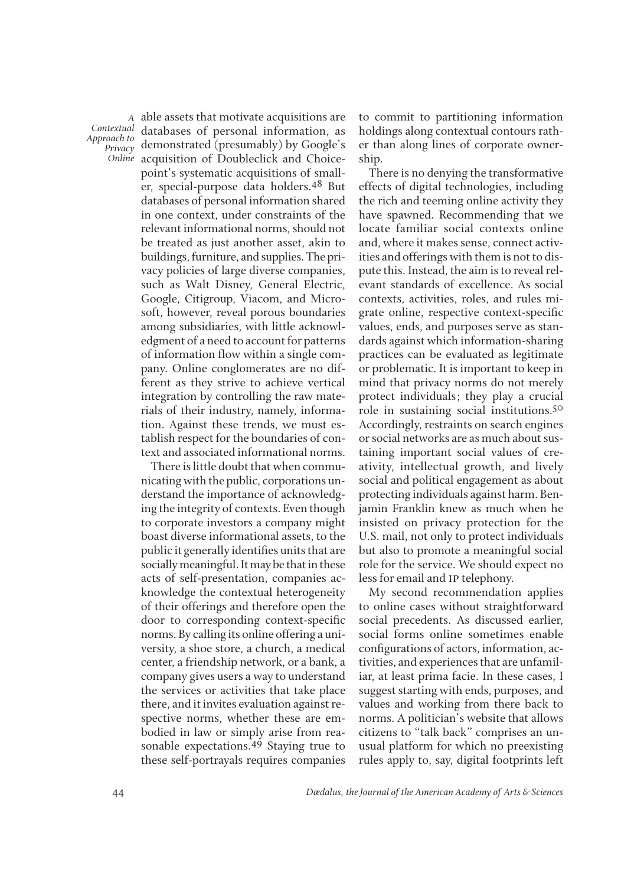able assets that motivate acquisitions are databases of personal information, as demonstrated (presumably) by Google's acquisition of Doubleclick and Choicepoint's systematic acquisitions of smaller, special-purpose data holders.[48] But databases of personal information shared in one context, under constraints of the relevant informational norms, should not be treated as just another asset, akin to buildings, furniture, and supplies. The privacy policies of large diverse companies, such as Walt Disney, General Electric, Google, Citigroup, Viacom, and Microsoft, however, reveal porous boundaries among subsidiaries, with little acknowledgment of a need to account for patterns of information flow within a single company. Online conglomerates are no different as they strive to achieve vertical integration by controlling the raw materials of their industry, namely, information. Against these trends, we must establish respect for the boundaries of context and associated informational norms.

There is little doubt that when communicating with the public, corporations understand the importance of acknowledging the integrity of contexts. Even though to corporate investors a company might boast diverse informational assets, to the public it generally identifies units that are socially meaningful. It may be that in these acts of self-presentation, companies acknowledge the contextual heterogeneity of their offerings and therefore open the door to corresponding context-specific norms. By calling its online offering a university, a shoe store, a church, a medical center, a friendship network, or a bank, a company gives users a way to understand the services or activities that take place there, and it invites evaluation against respective norms, whether these are embodied in law or simply arise from reasonable expectations.[49] Staying true to these self-portrayals requires companies to commit to partitioning information holdings along contextual contours rather than along lines of corporate ownership.

There is no denying the transformative effects of digital technologies, including the rich and teeming online activity they have spawned. Recommending that we locate familiar social contexts online and, where it makes sense, connect activities and offerings with them is not to dispute this. Instead, the aim is to reveal relevant standards of excellence. As social contexts, activities, roles, and rules migrate online, respective context-specific values, ends, and purposes serve as standards against which information-sharing practices can be evaluated as legitimate or problematic. It is important to keep in mind that privacy norms do not merely protect individuals; they play a crucial role in sustaining social institutions.[50] Accordingly, restraints on search engines or social networks are as much about sustaining important social values of creativity, intellectual growth, and lively social and political engagement as about protecting individuals against harm. Benjamin Franklin knew as much when he insisted on privacy protection for the U.S. mail, not only to protect individuals but also to promote a meaningful social role for the service. We should expect no less for email and IP telephony.

My second recommendation applies to online cases without straightforward social precedents. As discussed earlier, social forms online sometimes enable configurations of actors, information, activities, and experiences that are unfamiliar, at least prima facie. In these cases, I suggest starting with ends, purposes, and values and working from there back to norms. A politician's website that allows citizens to "talk back" comprises an unusual platform for which no preexisting rules apply to, say, digital footprints left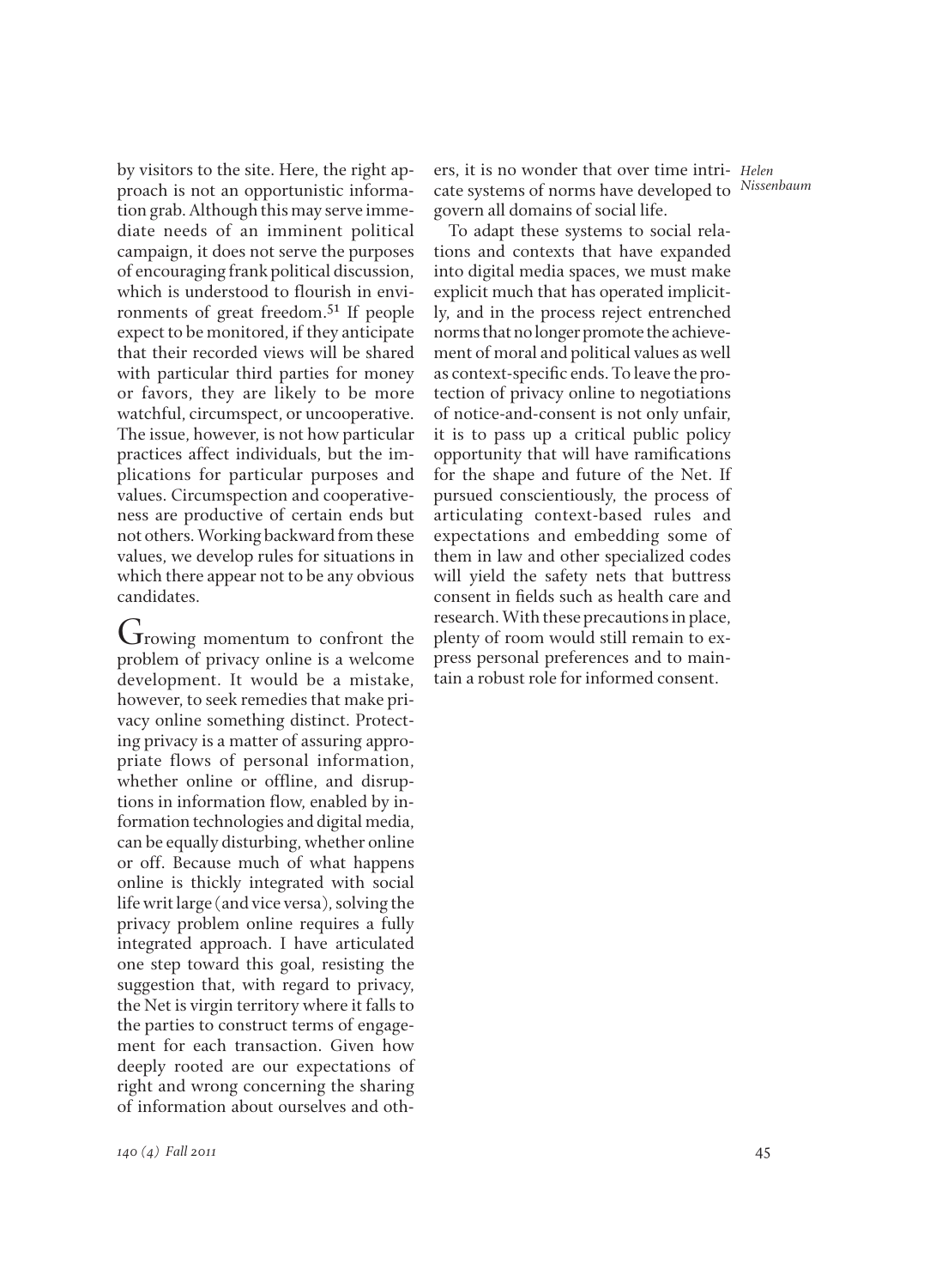by visitors to the site. Here, the right approach is not an opportunistic information grab. Although this may serve immediate needs of an imminent political campaign, it does not serve the purposes of encouraging frank political discussion, which is understood to flourish in environments of great freedom.[51] If people expect to be monitored, if they anticipate that their recorded views will be shared with particular third parties for money or favors, they are likely to be more watchful, circumspect, or uncooperative. The issue, however, is not how particular practices affect individuals, but the implications for particular purposes and values. Circumspection and cooperativeness are productive of certain ends but not others. Working backward from these values, we develop rules for situations in which there appear not to be any obvious candidates.

Growing momentum to confront the problem of privacy online is a welcome development. It would be a mistake, however, to seek remedies that make privacy online something distinct. Protecting privacy is a matter of assuring appropriate flows of personal information, whether online or offline, and disruptions in information flow, enabled by information technologies and digital media, can be equally disturbing, whether online or off. Because much of what happens online is thickly integrated with social life writ large (and vice versa), solving the privacy problem online requires a fully integrated approach. I have articulated one step toward this goal, resisting the suggestion that, with regard to privacy, the Net is virgin territory where it falls to the parties to construct terms of engagement for each transaction. Given how deeply rooted are our expectations of right and wrong concerning the sharing of information about ourselves and others, it is no wonder that over time intricate systems of norms have developed to govern all domains of social life.

To adapt these systems to social relations and contexts that have expanded into digital media spaces, we must make explicit much that has operated implicitly, and in the process reject entrenched norms that no longer promote the achievement of moral and political values as well as context-specific ends. To leave the protection of privacy online to negotiations of notice-and-consent is not only unfair, it is to pass up a critical public policy opportunity that will have ramifications for the shape and future of the Net. If pursued conscientiously, the process of articulating context-based rules and expectations and embedding some of them in law and other specialized codes will yield the safety nets that buttress consent in fields such as health care and research. With these precautions in place, plenty of room would still remain to express personal preferences and to maintain a robust role for informed consent.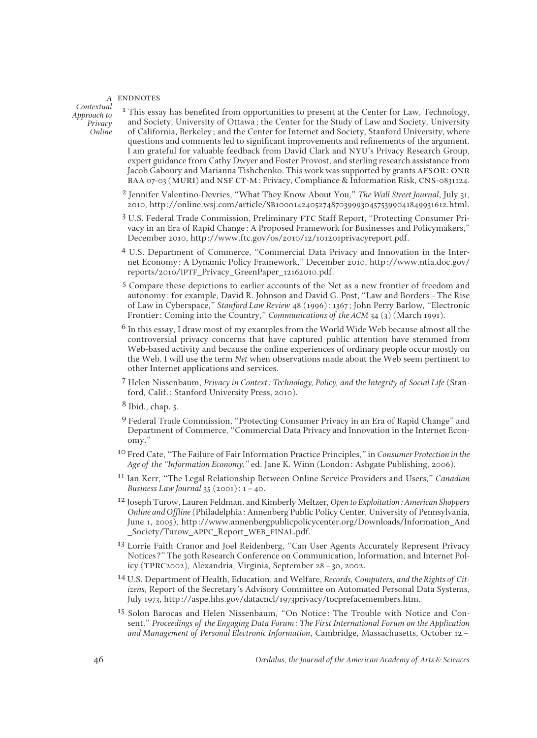## ENDNOTES

1 This essay has benefited from opportunities to present at the Center for Law, Technology, and Society, University of Ottawa; the Center for the Study of Law and Society, University of California, Berkeley; and the Center for Internet and Society, Stanford University, where questions and comments led to significant improvements and refinements of the argument. I am grateful for valuable feedback from David Clark and NYU's Privacy Research Group, expert guidance from Cathy Dwyer and Foster Provost, and sterling research assistance from Jacob Gaboury and Marianna Tishchenko. This work was supported by grants AFSOR: ONR BAA 07-03 (MURI) and NSF CT-M: Privacy, Compliance & Information Risk, CNS-0831124.

2 Jennifer Valentino-Devries, "What They Know About You," *The Wall Street Journal*, July 31, 2010, http://online.wsj.com/article/SB10001424052748703999304575399041849931612.html.

3 U.S. Federal Trade Commission, Preliminary FTC Staff Report, "Protecting Consumer Privacy in an Era of Rapid Change: A Proposed Framework for Businesses and Policymakers," December 2010, http://www.ftc.gov/os/2010/12/101201privacyreport.pdf.

4 U.S. Department of Commerce, "Commercial Data Privacy and Innovation in the Internet Economy: A Dynamic Policy Framework," December 2010, http://www.ntia.doc.gov/reports/2010/IPTF_Privacy_GreenPaper_12162010.pdf.

5 Compare these depictions to earlier accounts of the Net as a new frontier of freedom and autonomy: for example, David R. Johnson and David G. Post, "Law and Borders – The Rise of Law in Cyberspace," *Stanford Law Review* 48 (1996): 1367; John Perry Barlow, "Electronic Frontier: Coming into the Country," *Communications of the ACM* 34 (3) (March 1991).

6 In this essay, I draw most of my examples from the World Wide Web because almost all the controversial privacy concerns that have captured public attention have stemmed from Web-based activity and because the online experiences of ordinary people occur mostly on the Web. I will use the term *Net* when observations made about the Web seem pertinent to other Internet applications and services.

7 Helen Nissenbaum, *Privacy in Context: Technology, Policy, and the Integrity of Social Life* (Stanford, Calif.: Stanford University Press, 2010).

8 Ibid., chap. 5.

9 Federal Trade Commission, "Protecting Consumer Privacy in an Era of Rapid Change" and Department of Commerce, "Commercial Data Privacy and Innovation in the Internet Economy."

10 Fred Cate, "The Failure of Fair Information Practice Principles," in *Consumer Protection in the Age of the "Information Economy,"* ed. Jane K. Winn (London: Ashgate Publishing, 2006).

11 Ian Kerr, "The Legal Relationship Between Online Service Providers and Users," *Canadian Business Law Journal* 35 (2001): 1 – 40.

12 Joseph Turow, Lauren Feldman, and Kimberly Meltzer, *Open to Exploitation: American Shoppers Online and Offline* (Philadelphia: Annenberg Public Policy Center, University of Pennsylvania, June 1, 2005), http://www.annenbergpublicpolicycenter.org/Downloads/Information_And_Society/Turow_APPC_Report_WEB_FINAL.pdf.

13 Lorrie Faith Cranor and Joel Reidenberg, "Can User Agents Accurately Represent Privacy Notices?" The 30th Research Conference on Communication, Information, and Internet Policy (TPRC2002), Alexandria, Virginia, September 28 – 30, 2002.

14 U.S. Department of Health, Education, and Welfare, *Records, Computers, and the Rights of Citizens*, Report of the Secretary's Advisory Committee on Automated Personal Data Systems, July 1973, http://aspe.hhs.gov/datacncl/1973privacy/tocprefacemembers.htm.

15 Solon Barocas and Helen Nissenbaum, "On Notice: The Trouble with Notice and Consent," *Proceedings of the Engaging Data Forum: The First International Forum on the Application and Management of Personal Electronic Information*, Cambridge, Massachusetts, October 12 –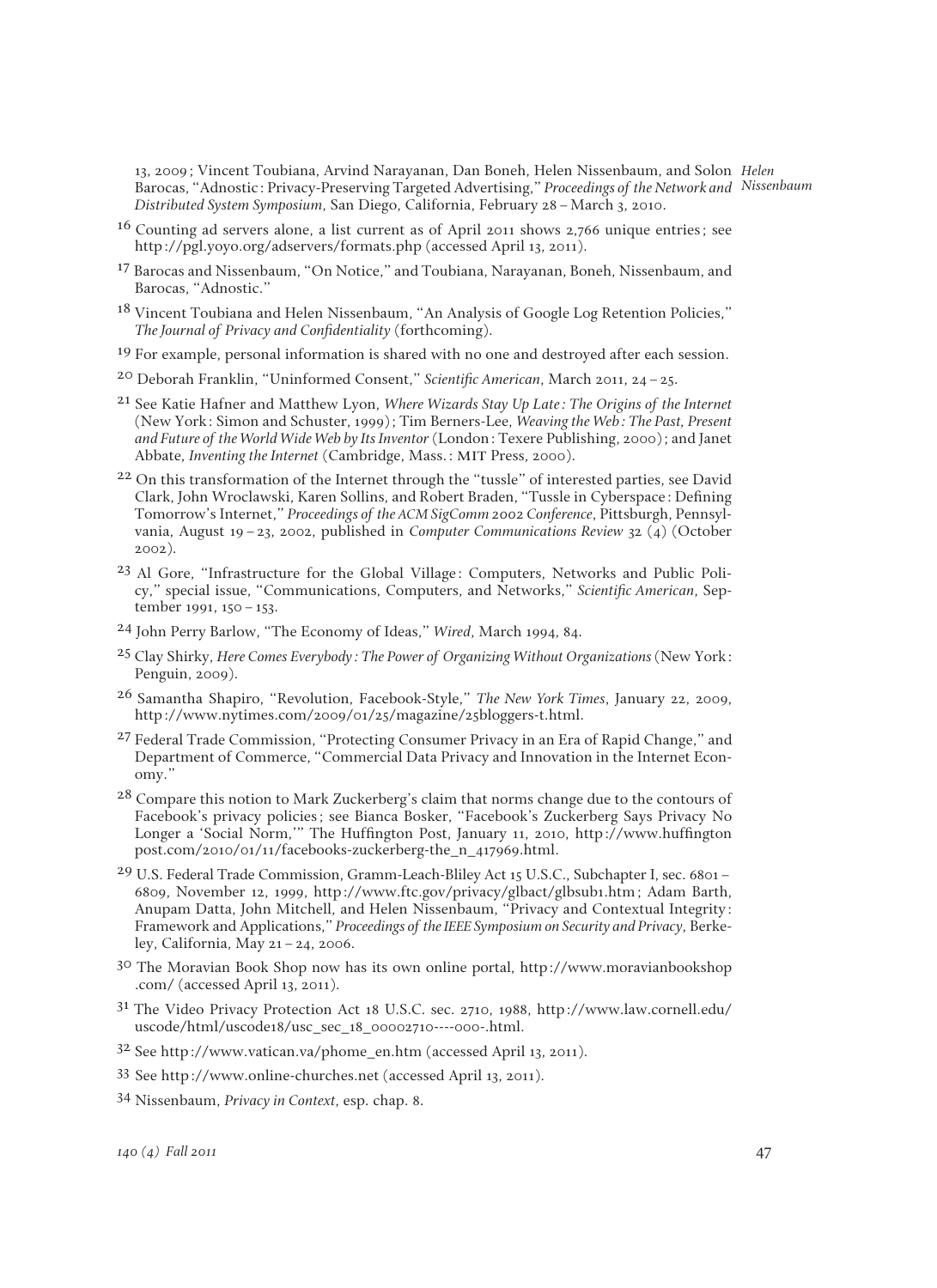13, 2009; Vincent Toubiana, Arvind Narayanan, Dan Boneh, Helen Nissenbaum, and Solon Barocas, "Adnostic: Privacy-Preserving Targeted Advertising," *Proceedings of the Network and Distributed System Symposium*, San Diego, California, February 28 – March 3, 2010.

16 Counting ad servers alone, a list current as of April 2011 shows 2,766 unique entries; see http://pgl.yoyo.org/adservers/formats.php (accessed April 13, 2011).

17 Barocas and Nissenbaum, "On Notice," and Toubiana, Narayanan, Boneh, Nissenbaum, and Barocas, "Adnostic."

18 Vincent Toubiana and Helen Nissenbaum, "An Analysis of Google Log Retention Policies," *The Journal of Privacy and Confidentiality* (forthcoming).

19 For example, personal information is shared with no one and destroyed after each session.

20 Deborah Franklin, "Uninformed Consent," *Scientific American*, March 2011, 24 – 25.

21 See Katie Hafner and Matthew Lyon, *Where Wizards Stay Up Late: The Origins of the Internet* (New York: Simon and Schuster, 1999); Tim Berners-Lee, *Weaving the Web: The Past, Present and Future of the World Wide Web by Its Inventor* (London: Texere Publishing, 2000); and Janet Abbate, *Inventing the Internet* (Cambridge, Mass.: MIT Press, 2000).

22 On this transformation of the Internet through the "tussle" of interested parties, see David Clark, John Wroclawski, Karen Sollins, and Robert Braden, "Tussle in Cyberspace: Defining Tomorrow's Internet," *Proceedings of the ACM SigComm 2002 Conference*, Pittsburgh, Pennsylvania, August 19 – 23, 2002, published in *Computer Communications Review* 32 (4) (October 2002).

23 Al Gore, "Infrastructure for the Global Village: Computers, Networks and Public Policy," special issue, "Communications, Computers, and Networks," *Scientific American*, September 1991, 150 – 153.

24 John Perry Barlow, "The Economy of Ideas," *Wired*, March 1994, 84.

25 Clay Shirky, *Here Comes Everybody: The Power of Organizing Without Organizations* (New York: Penguin, 2009).

26 Samantha Shapiro, "Revolution, Facebook-Style," *The New York Times*, January 22, 2009, http://www.nytimes.com/2009/01/25/magazine/25bloggers-t.html.

27 Federal Trade Commission, "Protecting Consumer Privacy in an Era of Rapid Change," and Department of Commerce, "Commercial Data Privacy and Innovation in the Internet Economy."

28 Compare this notion to Mark Zuckerberg's claim that norms change due to the contours of Facebook's privacy policies; see Bianca Bosker, "Facebook's Zuckerberg Says Privacy No Longer a 'Social Norm,'" The Huffington Post, January 11, 2010, http://www.huffingtonpost.com/2010/01/11/facebooks-zuckerberg-the_n_417969.html.

29 U.S. Federal Trade Commission, Gramm-Leach-Bliley Act 15 U.S.C., Subchapter I, sec. 6801 – 6809, November 12, 1999, http://www.ftc.gov/privacy/glbact/glbsub1.htm; Adam Barth, Anupam Datta, John Mitchell, and Helen Nissenbaum, "Privacy and Contextual Integrity: Framework and Applications," *Proceedings of the IEEE Symposium on Security and Privacy*, Berkeley, California, May 21 – 24, 2006.

30 The Moravian Book Shop now has its own online portal, http://www.moravianbookshop.com/ (accessed April 13, 2011).

31 The Video Privacy Protection Act 18 U.S.C. sec. 2710, 1988, http://www.law.cornell.edu/uscode/html/uscode18/usc_sec_18_00002710----000-.html.

32 See http://www.vatican.va/phome_en.htm (accessed April 13, 2011).

33 See http://www.online-churches.net (accessed April 13, 2011).

34 Nissenbaum, *Privacy in Context*, esp. chap. 8.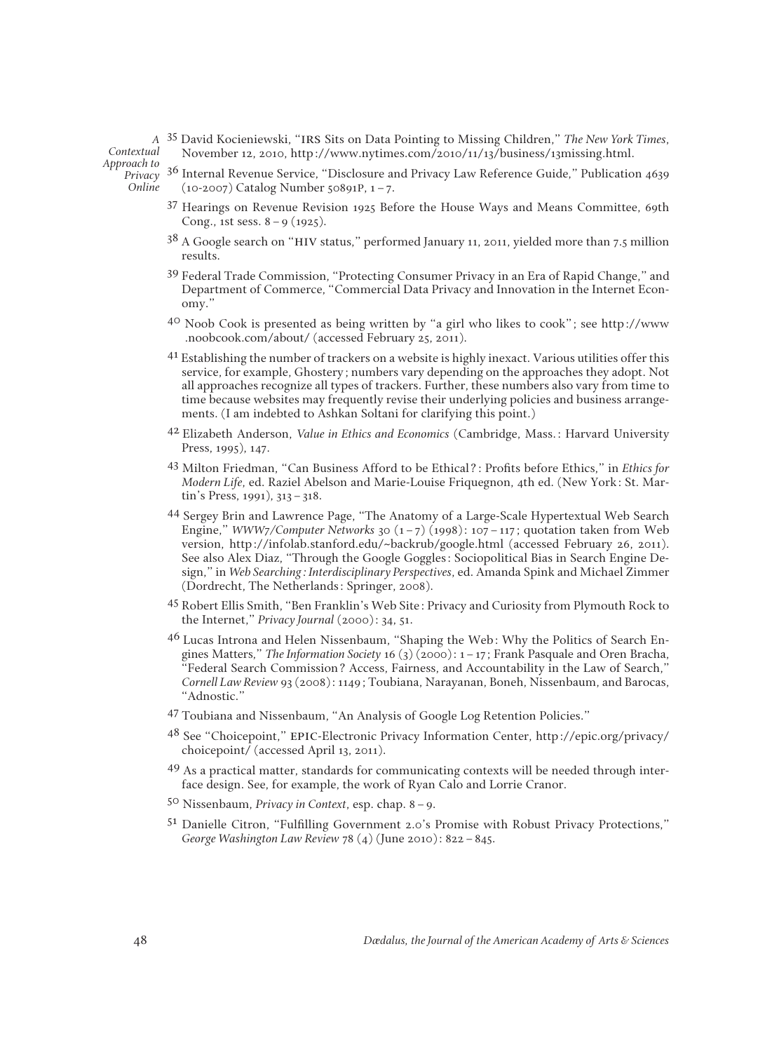35 David Kocieniewski, "IRS Sits on Data Pointing to Missing Children," *The New York Times*, November 12, 2010, http://www.nytimes.com/2010/11/13/business/13missing.html.

36 Internal Revenue Service, "Disclosure and Privacy Law Reference Guide," Publication 4639 (10-2007) Catalog Number 50891P, 1–7.

37 Hearings on Revenue Revision 1925 Before the House Ways and Means Committee, 69th Cong., 1st sess. 8–9 (1925).

38 A Google search on "HIV status," performed January 11, 2011, yielded more than 7.5 million results.

39 Federal Trade Commission, "Protecting Consumer Privacy in an Era of Rapid Change," and Department of Commerce, "Commercial Data Privacy and Innovation in the Internet Economy."

40 Noob Cook is presented as being written by "a girl who likes to cook"; see http://www.noobcook.com/about/ (accessed February 25, 2011).

41 Establishing the number of trackers on a website is highly inexact. Various utilities offer this service, for example, Ghostery; numbers vary depending on the approaches they adopt. Not all approaches recognize all types of trackers. Further, these numbers also vary from time to time because websites may frequently revise their underlying policies and business arrangements. (I am indebted to Ashkan Soltani for clarifying this point.)

42 Elizabeth Anderson, *Value in Ethics and Economics* (Cambridge, Mass.: Harvard University Press, 1995), 147.

43 Milton Friedman, "Can Business Afford to be Ethical?: Profits before Ethics," in *Ethics for Modern Life*, ed. Raziel Abelson and Marie-Louise Friquegnon, 4th ed. (New York: St. Martin's Press, 1991), 313–318.

44 Sergey Brin and Lawrence Page, "The Anatomy of a Large-Scale Hypertextual Web Search Engine," *WWW7/Computer Networks* 30 (1–7) (1998): 107–117; quotation taken from Web version, http://infolab.stanford.edu/~backrub/google.html (accessed February 26, 2011). See also Alex Diaz, "Through the Google Goggles: Sociopolitical Bias in Search Engine Design," in *Web Searching: Interdisciplinary Perspectives*, ed. Amanda Spink and Michael Zimmer (Dordrecht, The Netherlands: Springer, 2008).

45 Robert Ellis Smith, "Ben Franklin's Web Site: Privacy and Curiosity from Plymouth Rock to the Internet," *Privacy Journal* (2000): 34, 51.

46 Lucas Introna and Helen Nissenbaum, "Shaping the Web: Why the Politics of Search Engines Matters," *The Information Society* 16 (3) (2000): 1–17; Frank Pasquale and Oren Bracha, "Federal Search Commission? Access, Fairness, and Accountability in the Law of Search," *Cornell Law Review* 93 (2008): 1149; Toubiana, Narayanan, Boneh, Nissenbaum, and Barocas, "Adnostic."

47 Toubiana and Nissenbaum, "An Analysis of Google Log Retention Policies."

48 See "Choicepoint," EPIC-Electronic Privacy Information Center, http://epic.org/privacy/choicepoint/ (accessed April 13, 2011).

49 As a practical matter, standards for communicating contexts will be needed through interface design. See, for example, the work of Ryan Calo and Lorrie Cranor.

50 Nissenbaum, *Privacy in Context*, esp. chap. 8–9.

51 Danielle Citron, "Fulfilling Government 2.0's Promise with Robust Privacy Protections," *George Washington Law Review* 78 (4) (June 2010): 822–845.